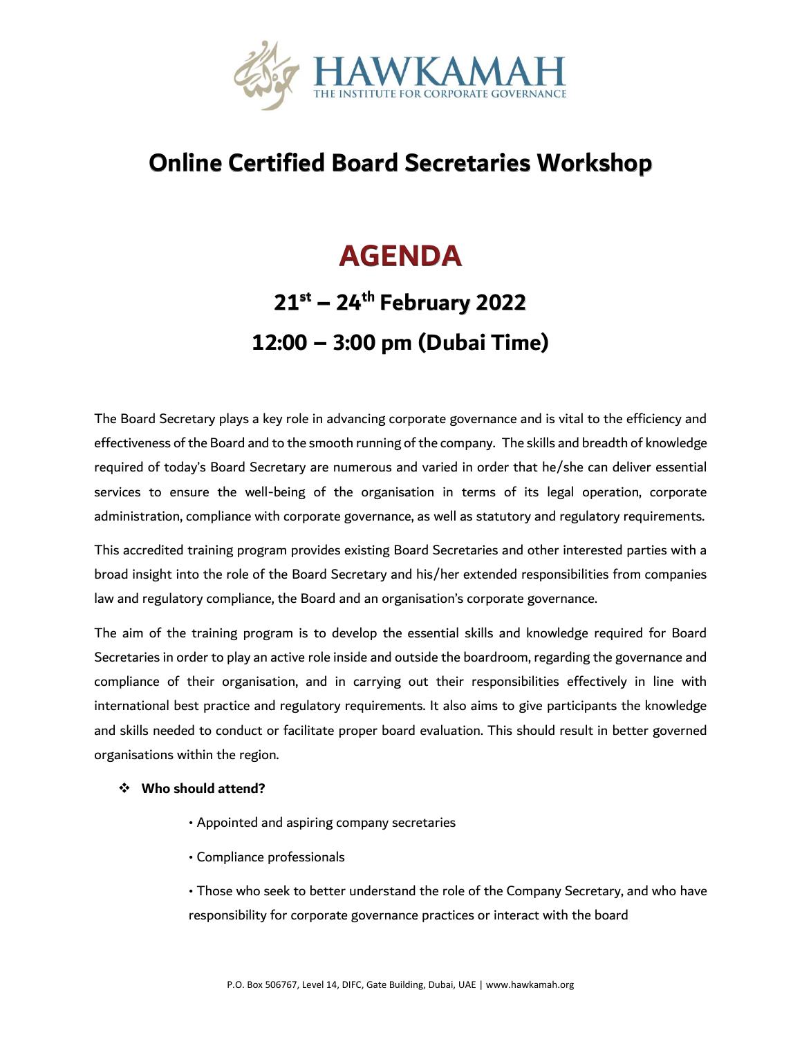HAWKAMAH
THE INSTITUTE FOR CORPORATE GOVERNANCE

# Online Certified Board Secretaries Workshop

## AGENDA

### 21st – 24th February 2022

### 12:00 – 3:00 pm (Dubai Time)

The Board Secretary plays a key role in advancing corporate governance and is vital to the efficiency and effectiveness of the Board and to the smooth running of the company. The skills and breadth of knowledge required of today's Board Secretary are numerous and varied in order that he/she can deliver essential services to ensure the well-being of the organisation in terms of its legal operation, corporate administration, compliance with corporate governance, as well as statutory and regulatory requirements.

This accredited training program provides existing Board Secretaries and other interested parties with a broad insight into the role of the Board Secretary and his/her extended responsibilities from companies law and regulatory compliance, the Board and an organisation's corporate governance.

The aim of the training program is to develop the essential skills and knowledge required for Board Secretaries in order to play an active role inside and outside the boardroom, regarding the governance and compliance of their organisation, and in carrying out their responsibilities effectively in line with international best practice and regulatory requirements. It also aims to give participants the knowledge and skills needed to conduct or facilitate proper board evaluation. This should result in better governed organisations within the region.

- **Who should attend?**
  - Appointed and aspiring company secretaries
  - Compliance professionals
  - Those who seek to better understand the role of the Company Secretary, and who have responsibility for corporate governance practices or interact with the board

P.O. Box 506767, Level 14, DIFC, Gate Building, Dubai, UAE | www.hawkamah.org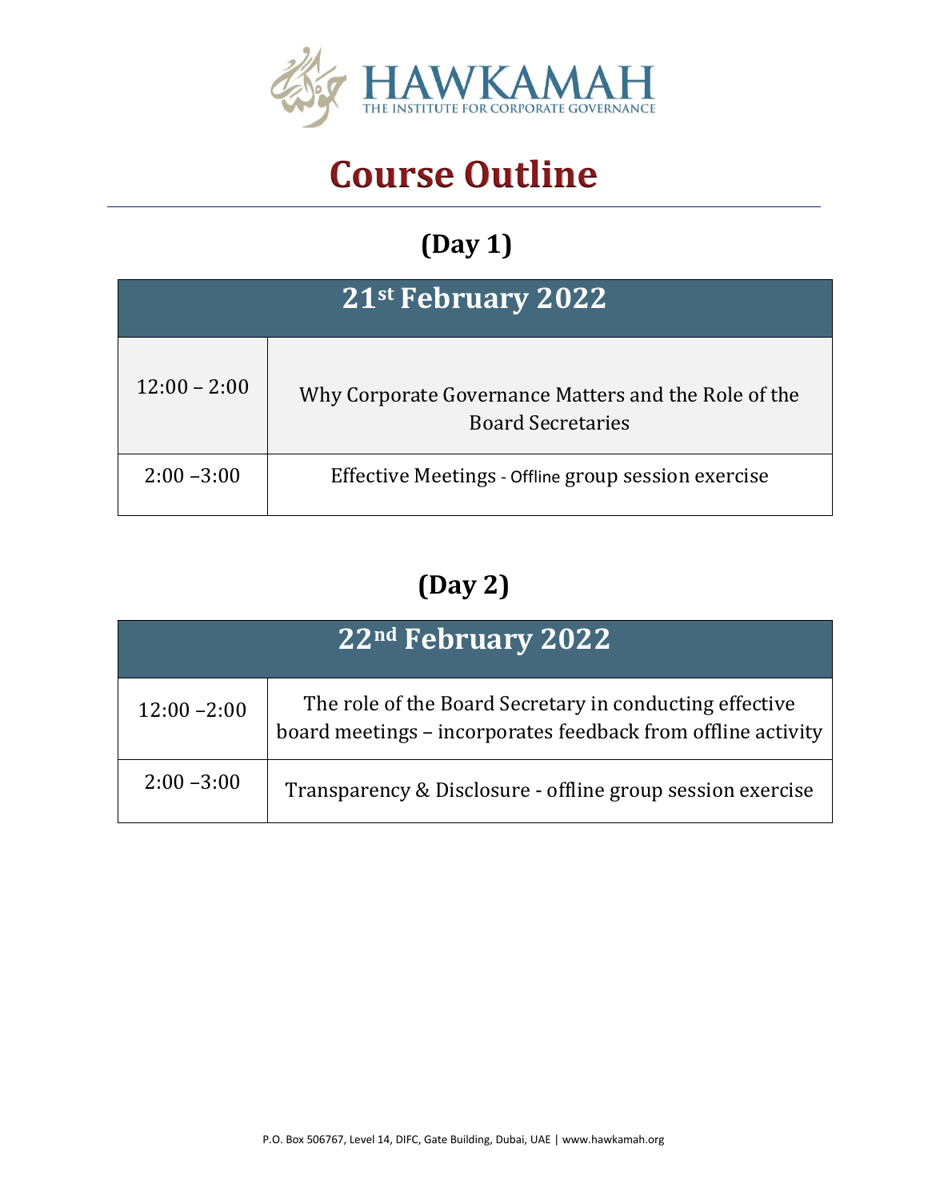# Course Outline

## (Day 1)

| 21st February 2022 | |
|---|---|
| 12:00 – 2:00 | Why Corporate Governance Matters and the Role of the Board Secretaries |
| 2:00 –3:00 | Effective Meetings - Offline group session exercise |

## (Day 2)

| 22nd February 2022 | |
|---|---|
| 12:00 –2:00 | The role of the Board Secretary in conducting effective board meetings – incorporates feedback from offline activity |
| 2:00 –3:00 | Transparency & Disclosure - offline group session exercise |

P.O. Box 506767, Level 14, DIFC, Gate Building, Dubai, UAE | www.hawkamah.org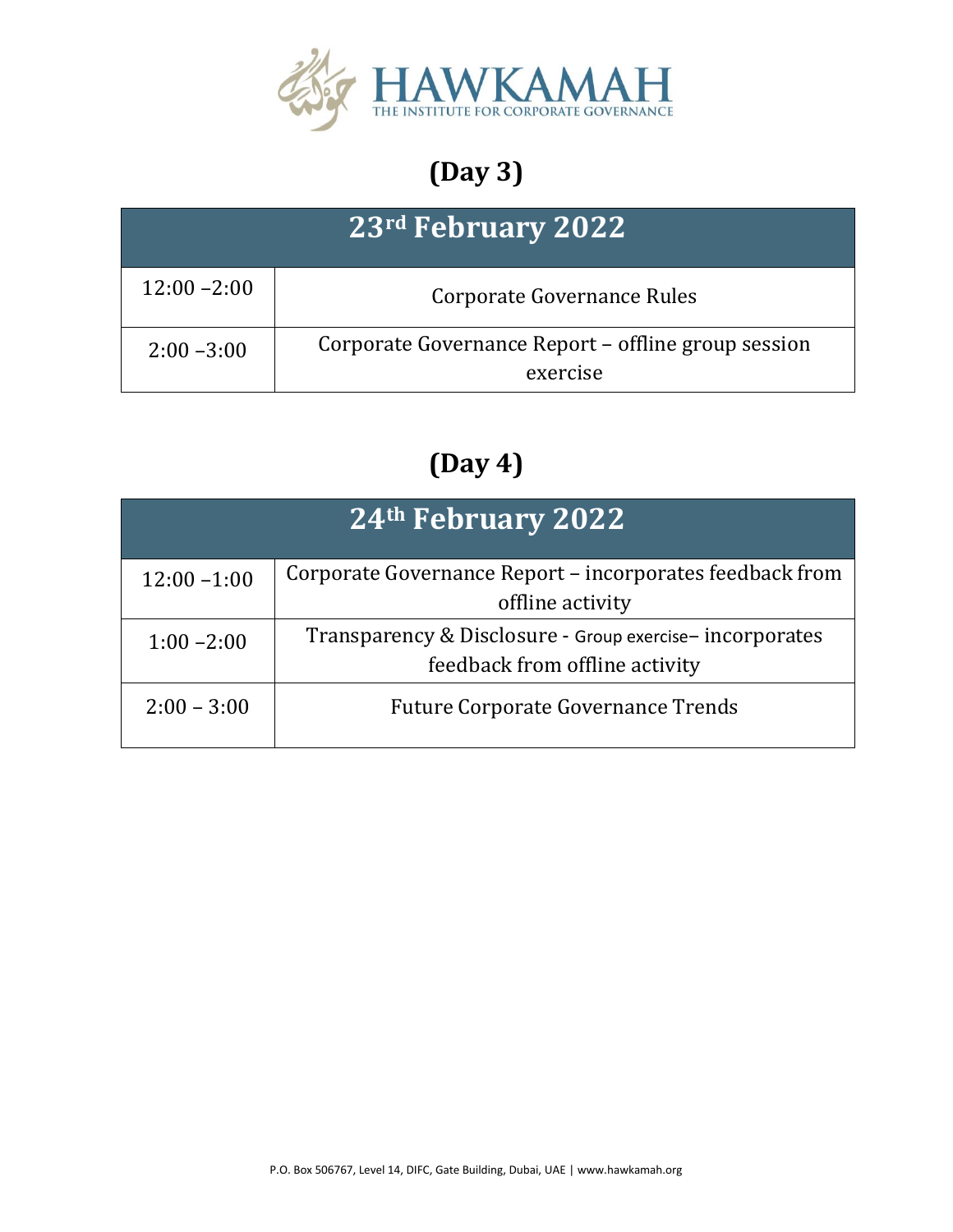# (Day 3)

| 23rd February 2022 | |
|---|---|
| 12:00 –2:00 | Corporate Governance Rules |
| 2:00 –3:00 | Corporate Governance Report – offline group session exercise |

# (Day 4)

| 24th February 2022 | |
|---|---|
| 12:00 –1:00 | Corporate Governance Report – incorporates feedback from offline activity |
| 1:00 –2:00 | Transparency & Disclosure - Group exercise– incorporates feedback from offline activity |
| 2:00 – 3:00 | Future Corporate Governance Trends |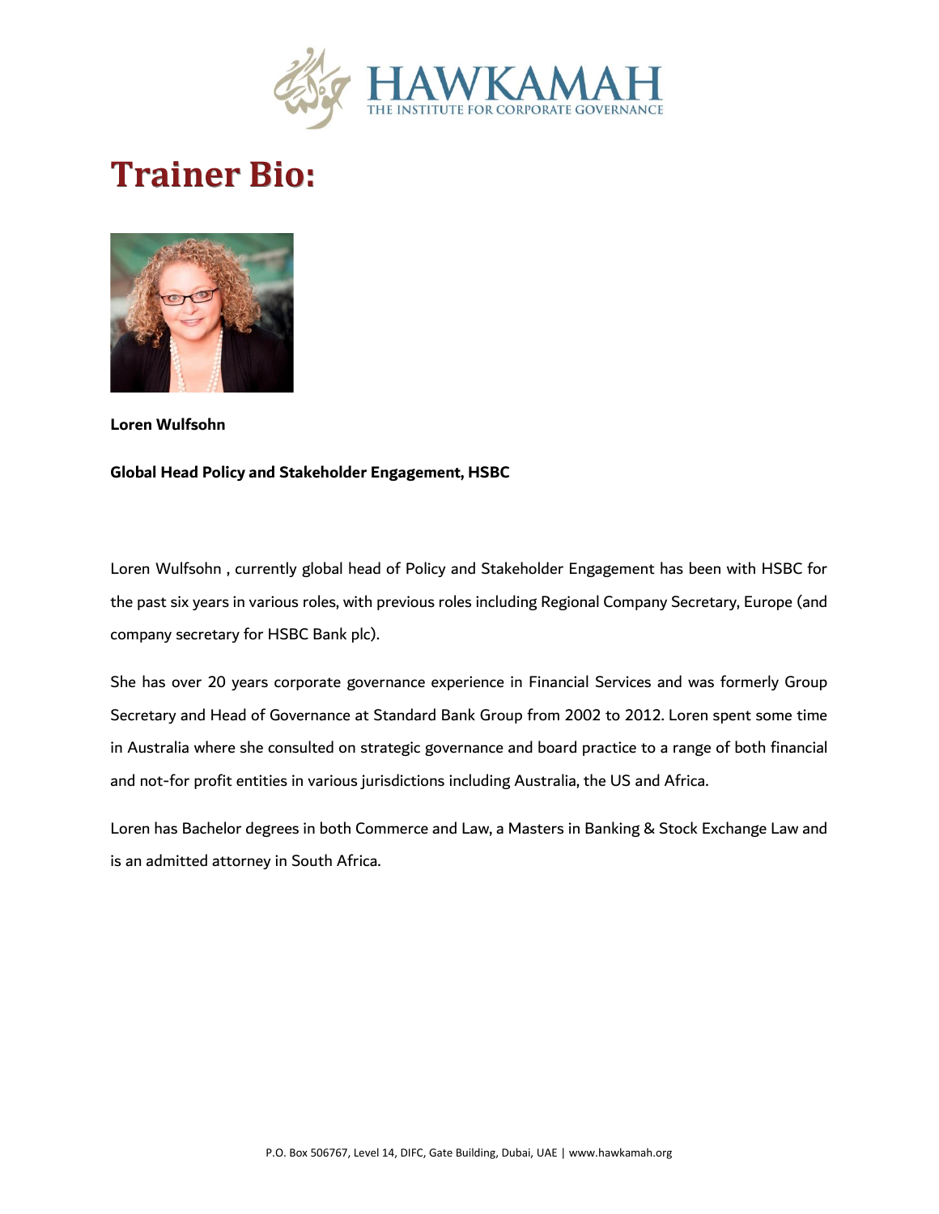# Trainer Bio:

**Loren Wulfsohn**

**Global Head Policy and Stakeholder Engagement, HSBC**

Loren Wulfsohn , currently global head of Policy and Stakeholder Engagement has been with HSBC for the past six years in various roles, with previous roles including Regional Company Secretary, Europe (and company secretary for HSBC Bank plc).

She has over 20 years corporate governance experience in Financial Services and was formerly Group Secretary and Head of Governance at Standard Bank Group from 2002 to 2012. Loren spent some time in Australia where she consulted on strategic governance and board practice to a range of both financial and not-for profit entities in various jurisdictions including Australia, the US and Africa.

Loren has Bachelor degrees in both Commerce and Law, a Masters in Banking & Stock Exchange Law and is an admitted attorney in South Africa.